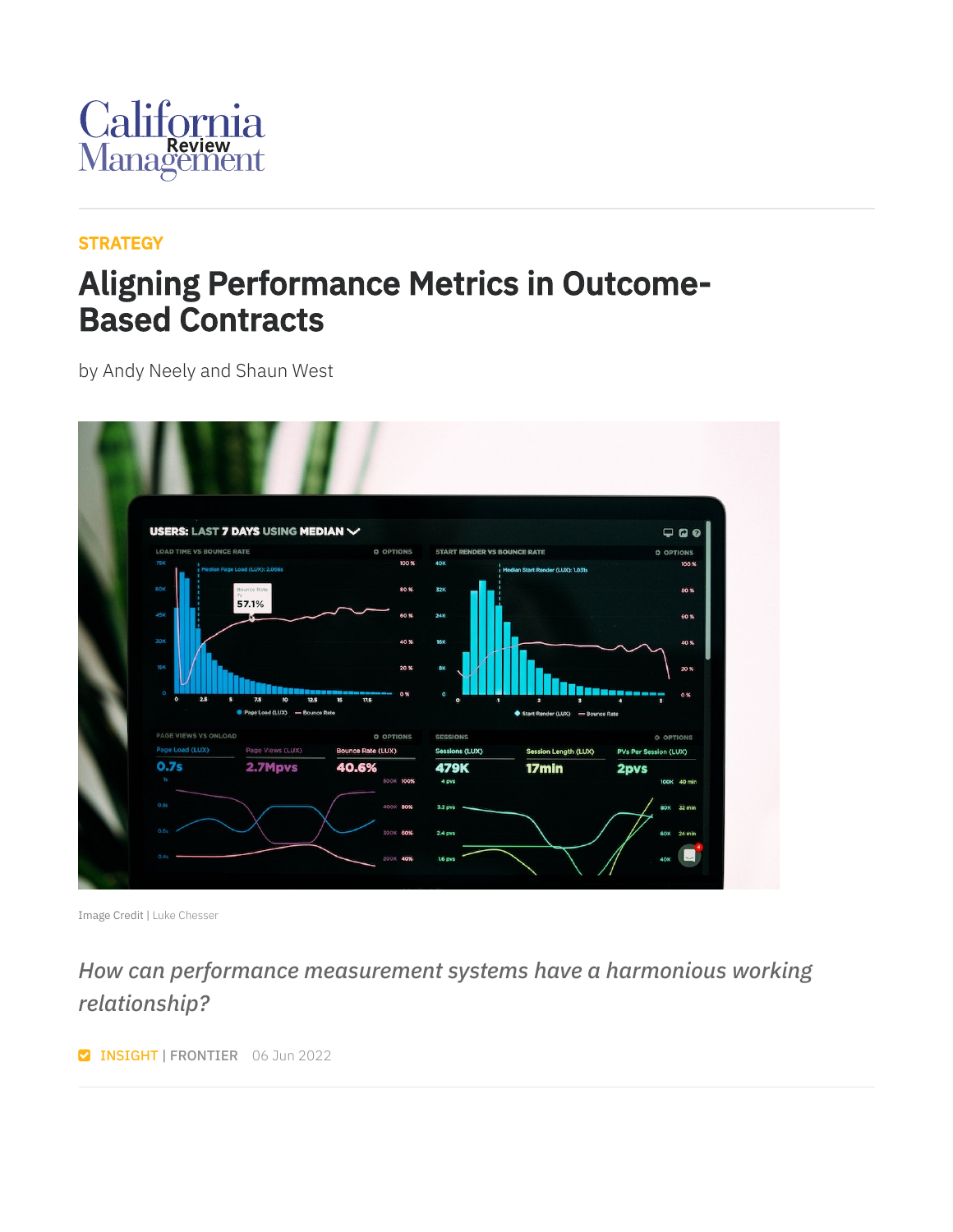California Management Review

STRATEGY

# Aligning Performance Metrics in Outcome-Based Contracts

by Andy Neely and Shaun West

Image Credit | Luke Chesser

*How can performance measurement systems have a harmonious working relationship?*

INSIGHT | FRONTIER 06 Jun 2022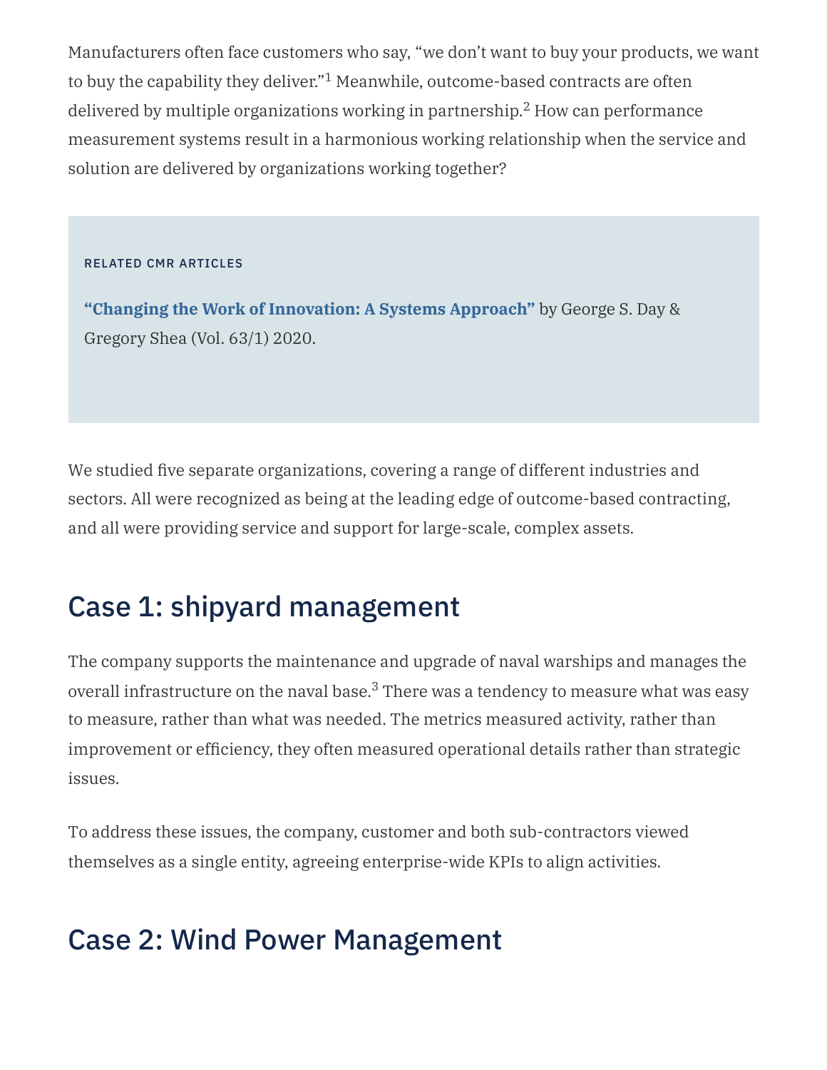Manufacturers often face customers who say, “we don’t want to buy your products, we want to buy the capability they deliver.”[1] Meanwhile, outcome-based contracts are often delivered by multiple organizations working in partnership.[2] How can performance measurement systems result in a harmonious working relationship when the service and solution are delivered by organizations working together?

RELATED CMR ARTICLES

**“Changing the Work of Innovation: A Systems Approach”** by George S. Day & Gregory Shea (Vol. 63/1) 2020.

We studied five separate organizations, covering a range of different industries and sectors. All were recognized as being at the leading edge of outcome-based contracting, and all were providing service and support for large-scale, complex assets.

## Case 1: shipyard management

The company supports the maintenance and upgrade of naval warships and manages the overall infrastructure on the naval base.[3] There was a tendency to measure what was easy to measure, rather than what was needed. The metrics measured activity, rather than improvement or efficiency, they often measured operational details rather than strategic issues.

To address these issues, the company, customer and both sub-contractors viewed themselves as a single entity, agreeing enterprise-wide KPIs to align activities.

## Case 2: Wind Power Management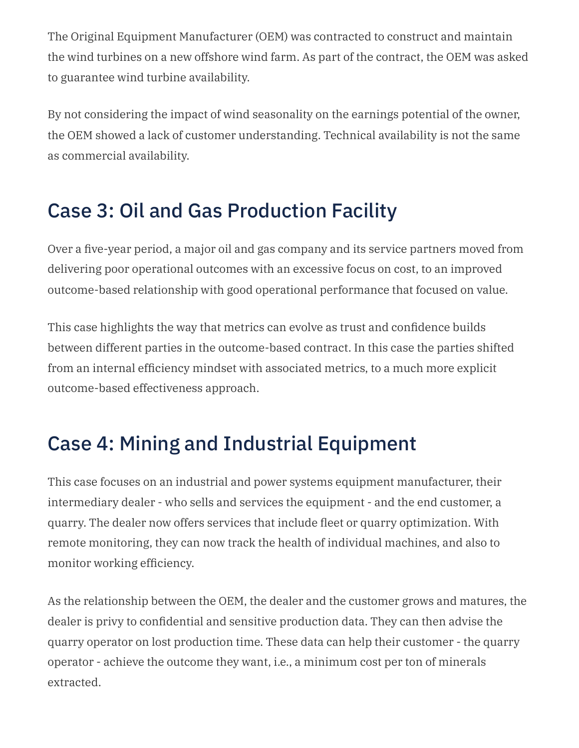The Original Equipment Manufacturer (OEM) was contracted to construct and maintain the wind turbines on a new offshore wind farm. As part of the contract, the OEM was asked to guarantee wind turbine availability.

By not considering the impact of wind seasonality on the earnings potential of the owner, the OEM showed a lack of customer understanding. Technical availability is not the same as commercial availability.

## Case 3: Oil and Gas Production Facility

Over a five-year period, a major oil and gas company and its service partners moved from delivering poor operational outcomes with an excessive focus on cost, to an improved outcome-based relationship with good operational performance that focused on value.

This case highlights the way that metrics can evolve as trust and confidence builds between different parties in the outcome-based contract. In this case the parties shifted from an internal efficiency mindset with associated metrics, to a much more explicit outcome-based effectiveness approach.

## Case 4: Mining and Industrial Equipment

This case focuses on an industrial and power systems equipment manufacturer, their intermediary dealer - who sells and services the equipment - and the end customer, a quarry. The dealer now offers services that include fleet or quarry optimization. With remote monitoring, they can now track the health of individual machines, and also to monitor working efficiency.

As the relationship between the OEM, the dealer and the customer grows and matures, the dealer is privy to confidential and sensitive production data. They can then advise the quarry operator on lost production time. These data can help their customer - the quarry operator - achieve the outcome they want, i.e., a minimum cost per ton of minerals extracted.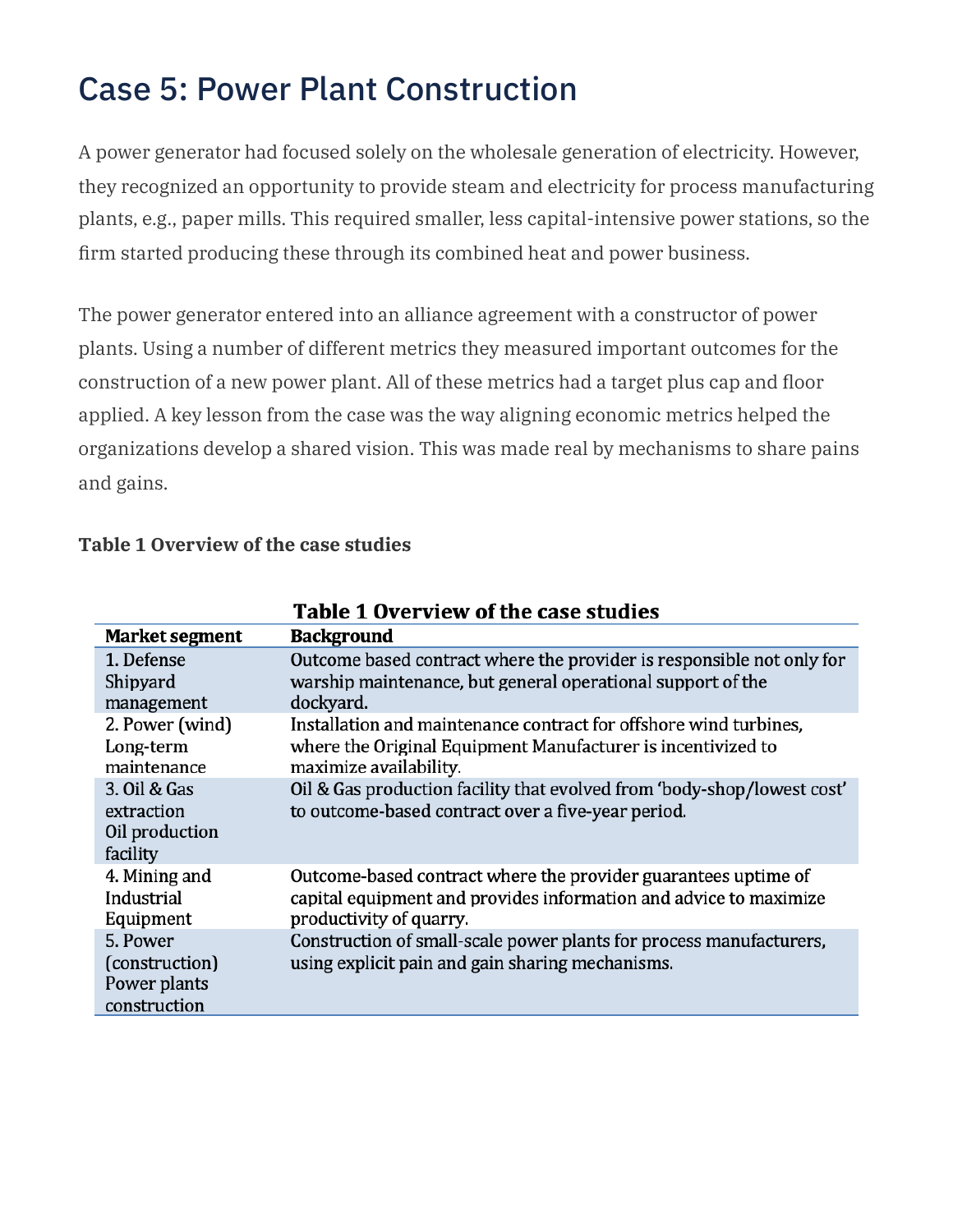# Case 5: Power Plant Construction

A power generator had focused solely on the wholesale generation of electricity. However, they recognized an opportunity to provide steam and electricity for process manufacturing plants, e.g., paper mills. This required smaller, less capital-intensive power stations, so the firm started producing these through its combined heat and power business.

The power generator entered into an alliance agreement with a constructor of power plants. Using a number of different metrics they measured important outcomes for the construction of a new power plant. All of these metrics had a target plus cap and floor applied. A key lesson from the case was the way aligning economic metrics helped the organizations develop a shared vision. This was made real by mechanisms to share pains and gains.

**Table 1 Overview of the case studies**

| Market segment | Background |
|---|---|
| 1. Defense Shipyard management | Outcome based contract where the provider is responsible not only for warship maintenance, but general operational support of the dockyard. |
| 2. Power (wind) Long-term maintenance | Installation and maintenance contract for offshore wind turbines, where the Original Equipment Manufacturer is incentivized to maximize availability. |
| 3. Oil & Gas extraction Oil production facility | Oil & Gas production facility that evolved from 'body-shop/lowest cost' to outcome-based contract over a five-year period. |
| 4. Mining and Industrial Equipment | Outcome-based contract where the provider guarantees uptime of capital equipment and provides information and advice to maximize productivity of quarry. |
| 5. Power (construction) Power plants construction | Construction of small-scale power plants for process manufacturers, using explicit pain and gain sharing mechanisms. |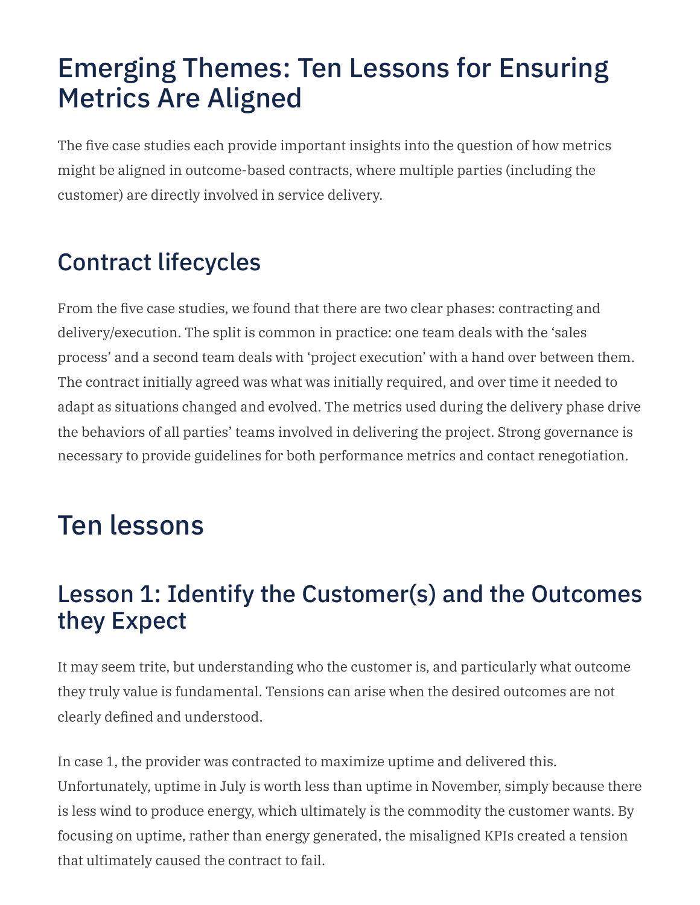# Emerging Themes: Ten Lessons for Ensuring Metrics Are Aligned

The five case studies each provide important insights into the question of how metrics might be aligned in outcome-based contracts, where multiple parties (including the customer) are directly involved in service delivery.

## Contract lifecycles

From the five case studies, we found that there are two clear phases: contracting and delivery/execution. The split is common in practice: one team deals with the 'sales process' and a second team deals with 'project execution' with a hand over between them. The contract initially agreed was what was initially required, and over time it needed to adapt as situations changed and evolved. The metrics used during the delivery phase drive the behaviors of all parties' teams involved in delivering the project. Strong governance is necessary to provide guidelines for both performance metrics and contact renegotiation.

# Ten lessons

## Lesson 1: Identify the Customer(s) and the Outcomes they Expect

It may seem trite, but understanding who the customer is, and particularly what outcome they truly value is fundamental. Tensions can arise when the desired outcomes are not clearly defined and understood.

In case 1, the provider was contracted to maximize uptime and delivered this. Unfortunately, uptime in July is worth less than uptime in November, simply because there is less wind to produce energy, which ultimately is the commodity the customer wants. By focusing on uptime, rather than energy generated, the misaligned KPIs created a tension that ultimately caused the contract to fail.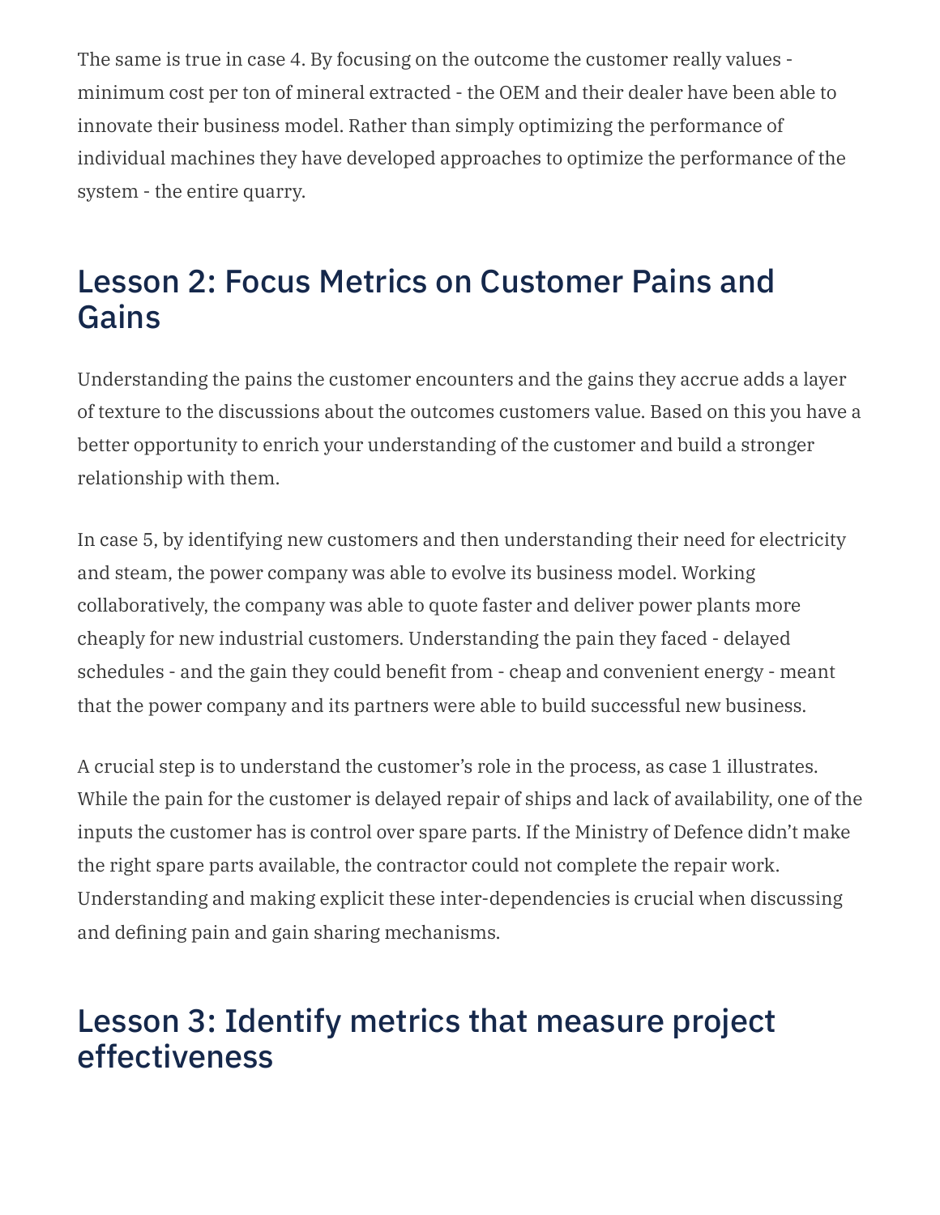The same is true in case 4. By focusing on the outcome the customer really values - minimum cost per ton of mineral extracted - the OEM and their dealer have been able to innovate their business model. Rather than simply optimizing the performance of individual machines they have developed approaches to optimize the performance of the system - the entire quarry.

## Lesson 2: Focus Metrics on Customer Pains and Gains

Understanding the pains the customer encounters and the gains they accrue adds a layer of texture to the discussions about the outcomes customers value. Based on this you have a better opportunity to enrich your understanding of the customer and build a stronger relationship with them.

In case 5, by identifying new customers and then understanding their need for electricity and steam, the power company was able to evolve its business model. Working collaboratively, the company was able to quote faster and deliver power plants more cheaply for new industrial customers. Understanding the pain they faced - delayed schedules - and the gain they could benefit from - cheap and convenient energy - meant that the power company and its partners were able to build successful new business.

A crucial step is to understand the customer's role in the process, as case 1 illustrates. While the pain for the customer is delayed repair of ships and lack of availability, one of the inputs the customer has is control over spare parts. If the Ministry of Defence didn't make the right spare parts available, the contractor could not complete the repair work. Understanding and making explicit these inter-dependencies is crucial when discussing and defining pain and gain sharing mechanisms.

## Lesson 3: Identify metrics that measure project effectiveness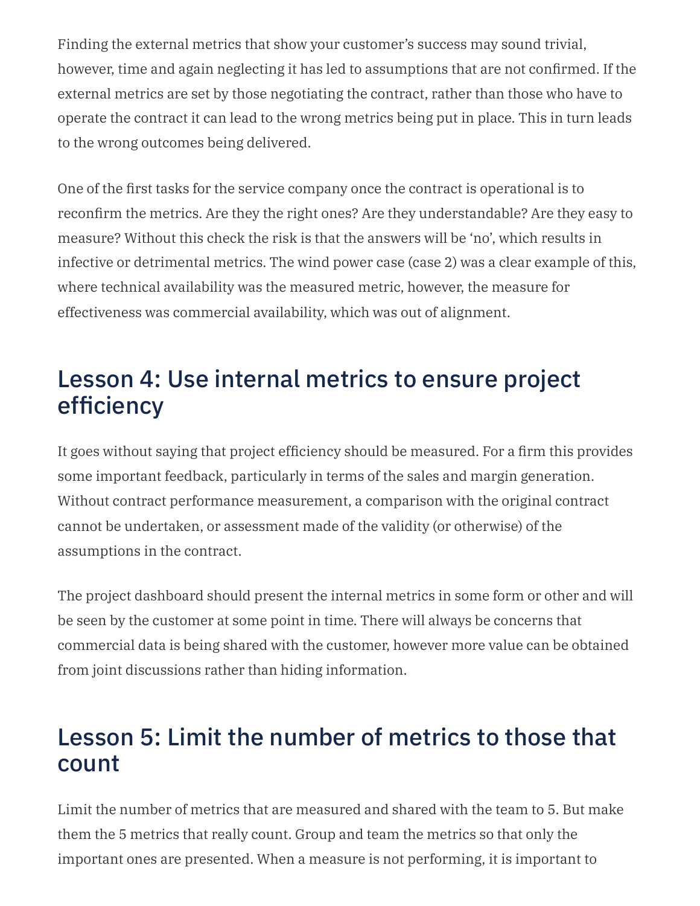Finding the external metrics that show your customer's success may sound trivial, however, time and again neglecting it has led to assumptions that are not confirmed. If the external metrics are set by those negotiating the contract, rather than those who have to operate the contract it can lead to the wrong metrics being put in place. This in turn leads to the wrong outcomes being delivered.

One of the first tasks for the service company once the contract is operational is to reconfirm the metrics. Are they the right ones? Are they understandable? Are they easy to measure? Without this check the risk is that the answers will be 'no', which results in infective or detrimental metrics. The wind power case (case 2) was a clear example of this, where technical availability was the measured metric, however, the measure for effectiveness was commercial availability, which was out of alignment.

## Lesson 4: Use internal metrics to ensure project efficiency

It goes without saying that project efficiency should be measured. For a firm this provides some important feedback, particularly in terms of the sales and margin generation. Without contract performance measurement, a comparison with the original contract cannot be undertaken, or assessment made of the validity (or otherwise) of the assumptions in the contract.

The project dashboard should present the internal metrics in some form or other and will be seen by the customer at some point in time. There will always be concerns that commercial data is being shared with the customer, however more value can be obtained from joint discussions rather than hiding information.

## Lesson 5: Limit the number of metrics to those that count

Limit the number of metrics that are measured and shared with the team to 5. But make them the 5 metrics that really count. Group and team the metrics so that only the important ones are presented. When a measure is not performing, it is important to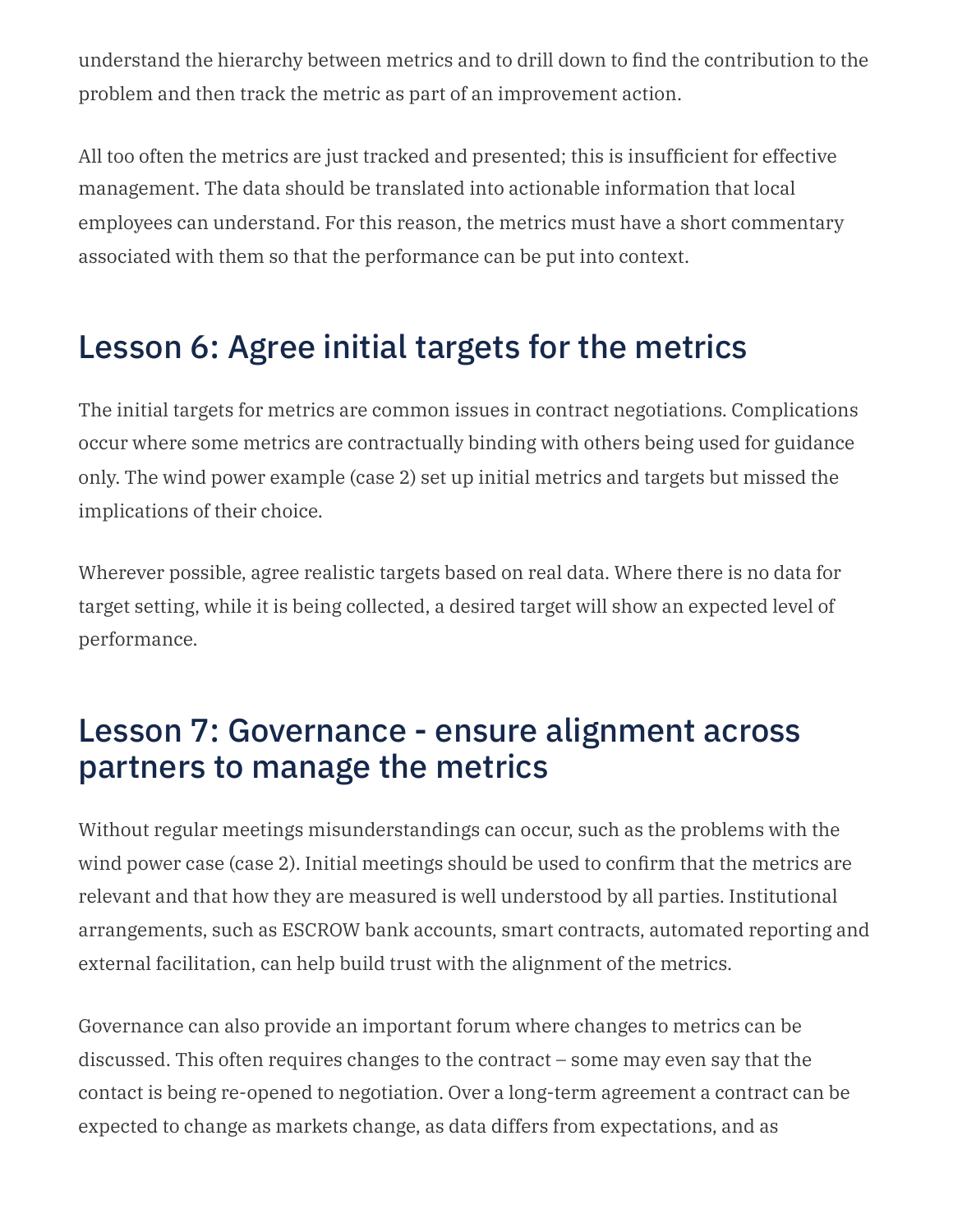understand the hierarchy between metrics and to drill down to find the contribution to the problem and then track the metric as part of an improvement action.

All too often the metrics are just tracked and presented; this is insufficient for effective management. The data should be translated into actionable information that local employees can understand. For this reason, the metrics must have a short commentary associated with them so that the performance can be put into context.

## Lesson 6: Agree initial targets for the metrics

The initial targets for metrics are common issues in contract negotiations. Complications occur where some metrics are contractually binding with others being used for guidance only. The wind power example (case 2) set up initial metrics and targets but missed the implications of their choice.

Wherever possible, agree realistic targets based on real data. Where there is no data for target setting, while it is being collected, a desired target will show an expected level of performance.

## Lesson 7: Governance - ensure alignment across partners to manage the metrics

Without regular meetings misunderstandings can occur, such as the problems with the wind power case (case 2). Initial meetings should be used to confirm that the metrics are relevant and that how they are measured is well understood by all parties. Institutional arrangements, such as ESCROW bank accounts, smart contracts, automated reporting and external facilitation, can help build trust with the alignment of the metrics.

Governance can also provide an important forum where changes to metrics can be discussed. This often requires changes to the contract – some may even say that the contact is being re-opened to negotiation. Over a long-term agreement a contract can be expected to change as markets change, as data differs from expectations, and as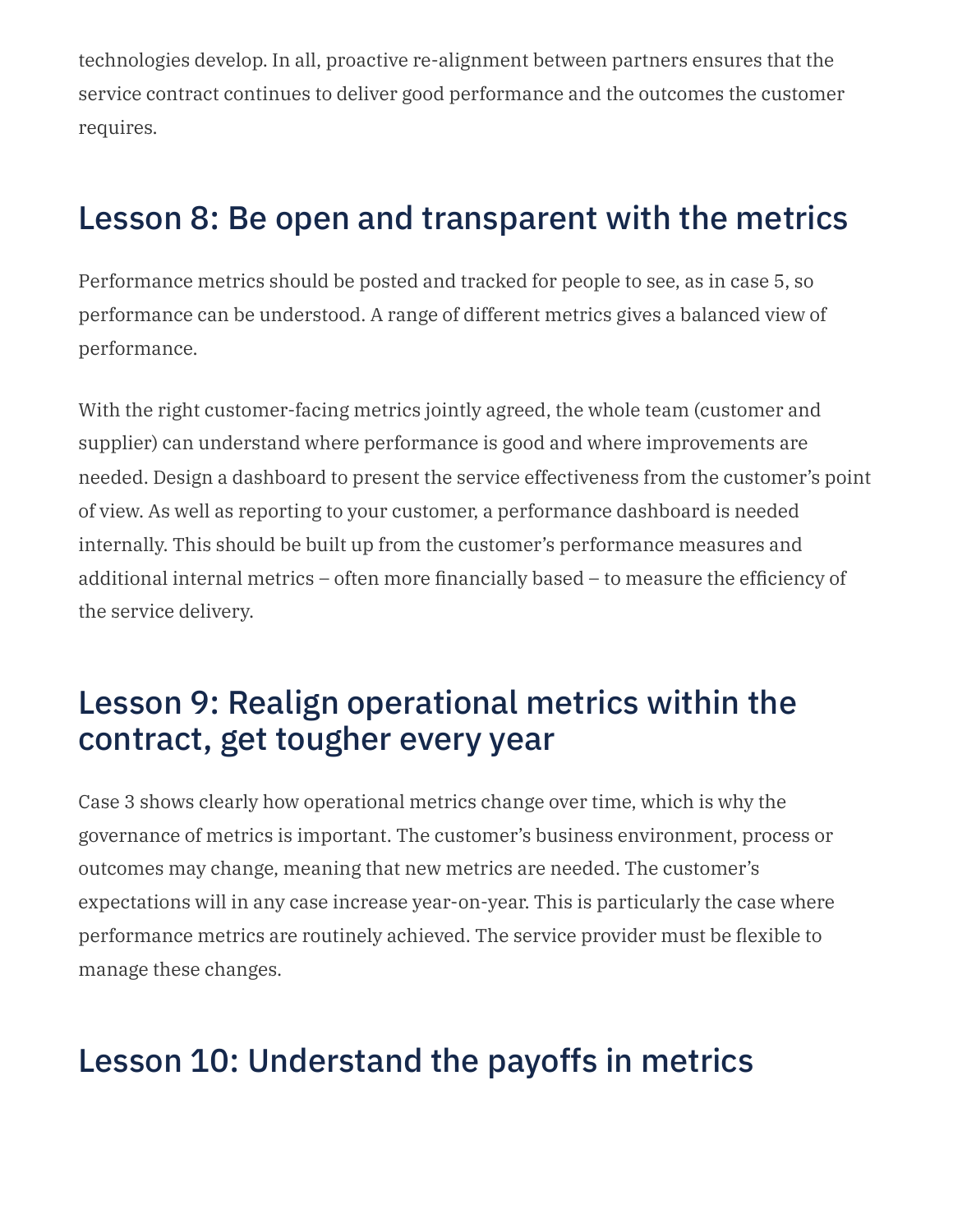technologies develop. In all, proactive re-alignment between partners ensures that the service contract continues to deliver good performance and the outcomes the customer requires.

## Lesson 8: Be open and transparent with the metrics

Performance metrics should be posted and tracked for people to see, as in case 5, so performance can be understood. A range of different metrics gives a balanced view of performance.

With the right customer-facing metrics jointly agreed, the whole team (customer and supplier) can understand where performance is good and where improvements are needed. Design a dashboard to present the service effectiveness from the customer's point of view. As well as reporting to your customer, a performance dashboard is needed internally. This should be built up from the customer's performance measures and additional internal metrics – often more financially based – to measure the efficiency of the service delivery.

## Lesson 9: Realign operational metrics within the contract, get tougher every year

Case 3 shows clearly how operational metrics change over time, which is why the governance of metrics is important. The customer's business environment, process or outcomes may change, meaning that new metrics are needed. The customer's expectations will in any case increase year-on-year. This is particularly the case where performance metrics are routinely achieved. The service provider must be flexible to manage these changes.

## Lesson 10: Understand the payoffs in metrics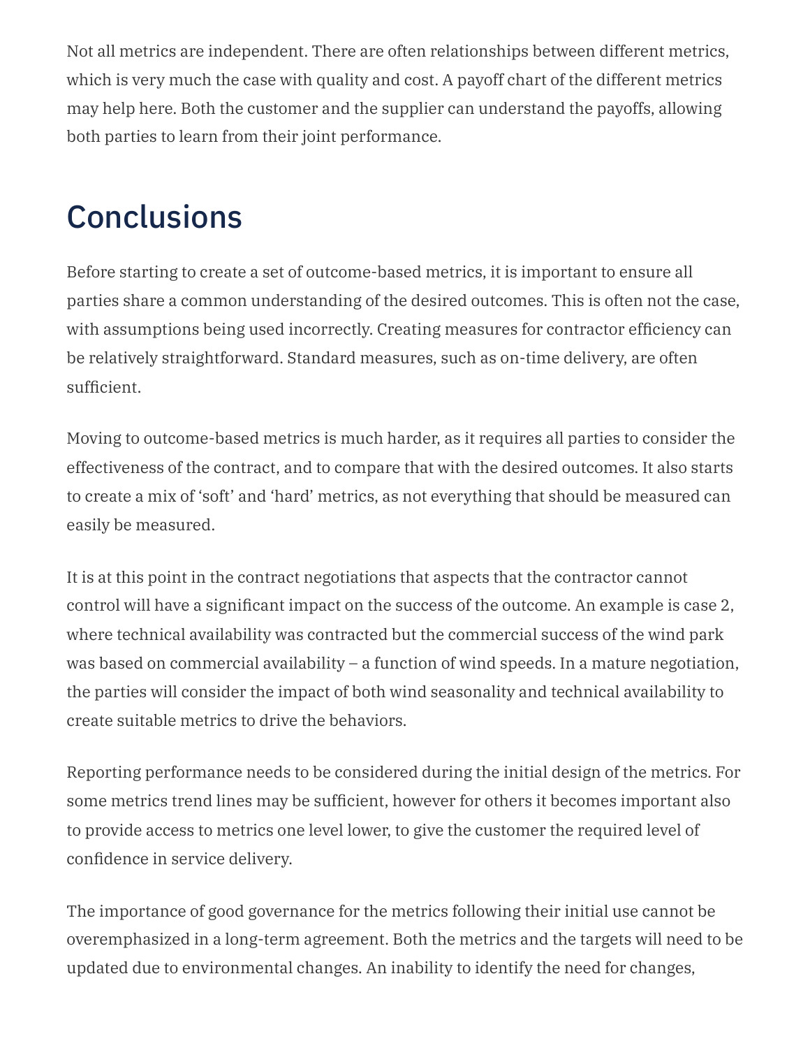Not all metrics are independent. There are often relationships between different metrics, which is very much the case with quality and cost. A payoff chart of the different metrics may help here. Both the customer and the supplier can understand the payoffs, allowing both parties to learn from their joint performance.

## Conclusions

Before starting to create a set of outcome-based metrics, it is important to ensure all parties share a common understanding of the desired outcomes. This is often not the case, with assumptions being used incorrectly. Creating measures for contractor efficiency can be relatively straightforward. Standard measures, such as on-time delivery, are often sufficient.

Moving to outcome-based metrics is much harder, as it requires all parties to consider the effectiveness of the contract, and to compare that with the desired outcomes. It also starts to create a mix of 'soft' and 'hard' metrics, as not everything that should be measured can easily be measured.

It is at this point in the contract negotiations that aspects that the contractor cannot control will have a significant impact on the success of the outcome. An example is case 2, where technical availability was contracted but the commercial success of the wind park was based on commercial availability – a function of wind speeds. In a mature negotiation, the parties will consider the impact of both wind seasonality and technical availability to create suitable metrics to drive the behaviors.

Reporting performance needs to be considered during the initial design of the metrics. For some metrics trend lines may be sufficient, however for others it becomes important also to provide access to metrics one level lower, to give the customer the required level of confidence in service delivery.

The importance of good governance for the metrics following their initial use cannot be overemphasized in a long-term agreement. Both the metrics and the targets will need to be updated due to environmental changes. An inability to identify the need for changes,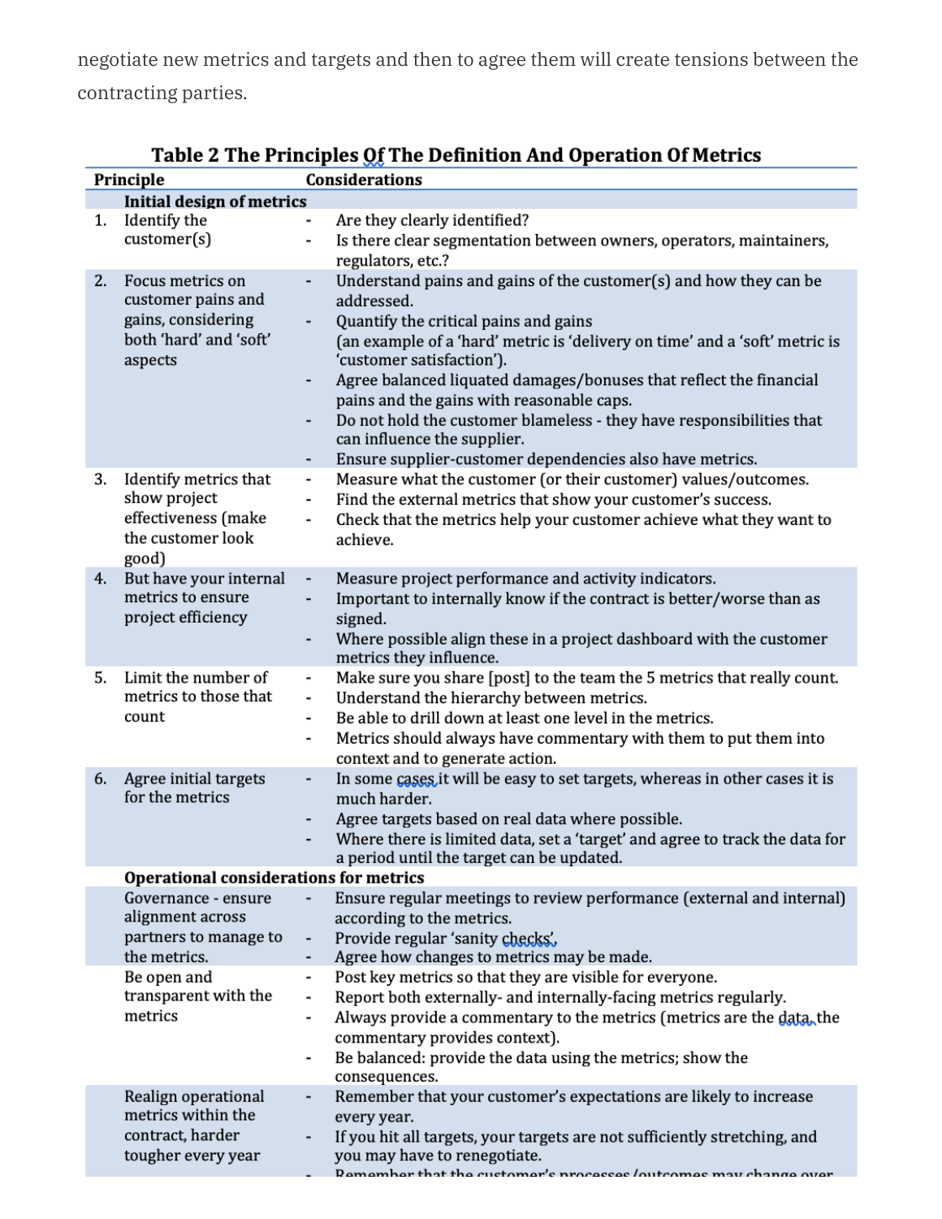negotiate new metrics and targets and then to agree them will create tensions between the contracting parties.

**Table 2 The Principles Of The Definition And Operation Of Metrics**

| Principle | Considerations |
|---|---|
| **Initial design of metrics** | |
| 1. Identify the customer(s) | - Are they clearly identified?<br>- Is there clear segmentation between owners, operators, maintainers, regulators, etc.? |
| 2. Focus metrics on customer pains and gains, considering both 'hard' and 'soft' aspects | - Understand pains and gains of the customer(s) and how they can be addressed.<br>- Quantify the critical pains and gains (an example of a 'hard' metric is 'delivery on time' and a 'soft' metric is 'customer satisfaction').<br>- Agree balanced liquated damages/bonuses that reflect the financial pains and the gains with reasonable caps.<br>- Do not hold the customer blameless - they have responsibilities that can influence the supplier.<br>- Ensure supplier-customer dependencies also have metrics. |
| 3. Identify metrics that show project effectiveness (make the customer look good) | - Measure what the customer (or their customer) values/outcomes.<br>- Find the external metrics that show your customer's success.<br>- Check that the metrics help your customer achieve what they want to achieve. |
| 4. But have your internal metrics to ensure project efficiency | - Measure project performance and activity indicators.<br>- Important to internally know if the contract is better/worse than as signed.<br>- Where possible align these in a project dashboard with the customer metrics they influence. |
| 5. Limit the number of metrics to those that count | - Make sure you share [post] to the team the 5 metrics that really count.<br>- Understand the hierarchy between metrics.<br>- Be able to drill down at least one level in the metrics.<br>- Metrics should always have commentary with them to put them into context and to generate action. |
| 6. Agree initial targets for the metrics | - In some cases it will be easy to set targets, whereas in other cases it is much harder.<br>- Agree targets based on real data where possible.<br>- Where there is limited data, set a 'target' and agree to track the data for a period until the target can be updated. |
| **Operational considerations for metrics** | |
| Governance - ensure alignment across partners to manage to the metrics. | - Ensure regular meetings to review performance (external and internal) according to the metrics.<br>- Provide regular 'sanity checks'.<br>- Agree how changes to metrics may be made. |
| Be open and transparent with the metrics | - Post key metrics so that they are visible for everyone.<br>- Report both externally- and internally-facing metrics regularly.<br>- Always provide a commentary to the metrics (metrics are the data, the commentary provides context).<br>- Be balanced: provide the data using the metrics; show the consequences. |
| Realign operational metrics within the contract, harder tougher every year | - Remember that your customer's expectations are likely to increase every year.<br>- If you hit all targets, your targets are not sufficiently stretching, and you may have to renegotiate.<br>- Remember that the customer's processes/outcomes may change over |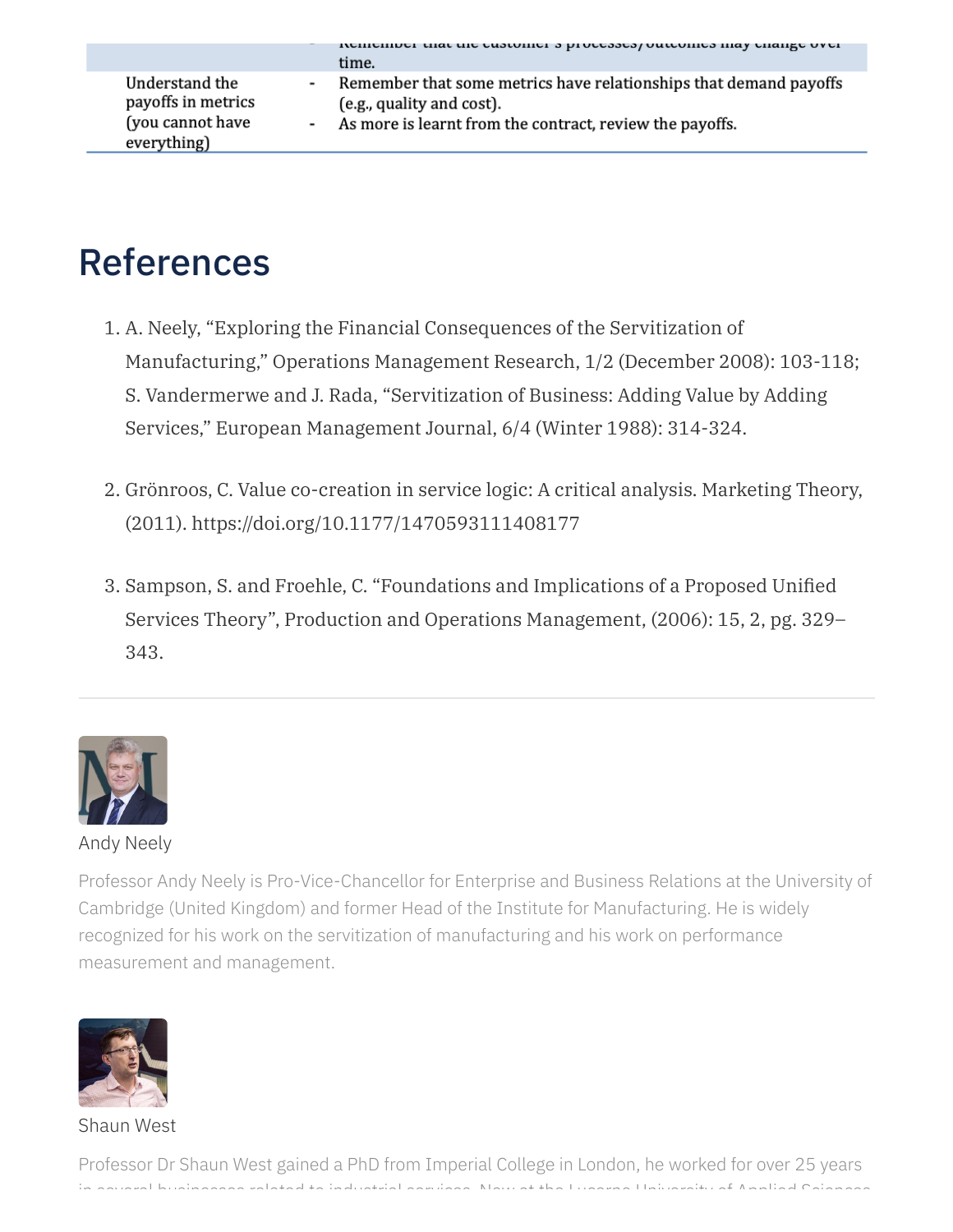| | |
|---|---|
| | - Remember that the customer's processes/outcomes may change over time. |
| Understand the payoffs in metrics (you cannot have everything) | - Remember that some metrics have relationships that demand payoffs (e.g., quality and cost).<br>- As more is learnt from the contract, review the payoffs. |

# References

1. A. Neely, "Exploring the Financial Consequences of the Servitization of Manufacturing," Operations Management Research, 1/2 (December 2008): 103-118; S. Vandermerwe and J. Rada, "Servitization of Business: Adding Value by Adding Services," European Management Journal, 6/4 (Winter 1988): 314-324.

2. Grönroos, C. Value co-creation in service logic: A critical analysis. Marketing Theory, (2011). https://doi.org/10.1177/1470593111408177

3. Sampson, S. and Froehle, C. "Foundations and Implications of a Proposed Unified Services Theory", Production and Operations Management, (2006): 15, 2, pg. 329–343.

---

Andy Neely

Professor Andy Neely is Pro-Vice-Chancellor for Enterprise and Business Relations at the University of Cambridge (United Kingdom) and former Head of the Institute for Manufacturing. He is widely recognized for his work on the servitization of manufacturing and his work on performance measurement and management.

Shaun West

Professor Dr Shaun West gained a PhD from Imperial College in London, he worked for over 25 years in several businesses related to industrial services. Now at the Lucerne University of Applied Sciences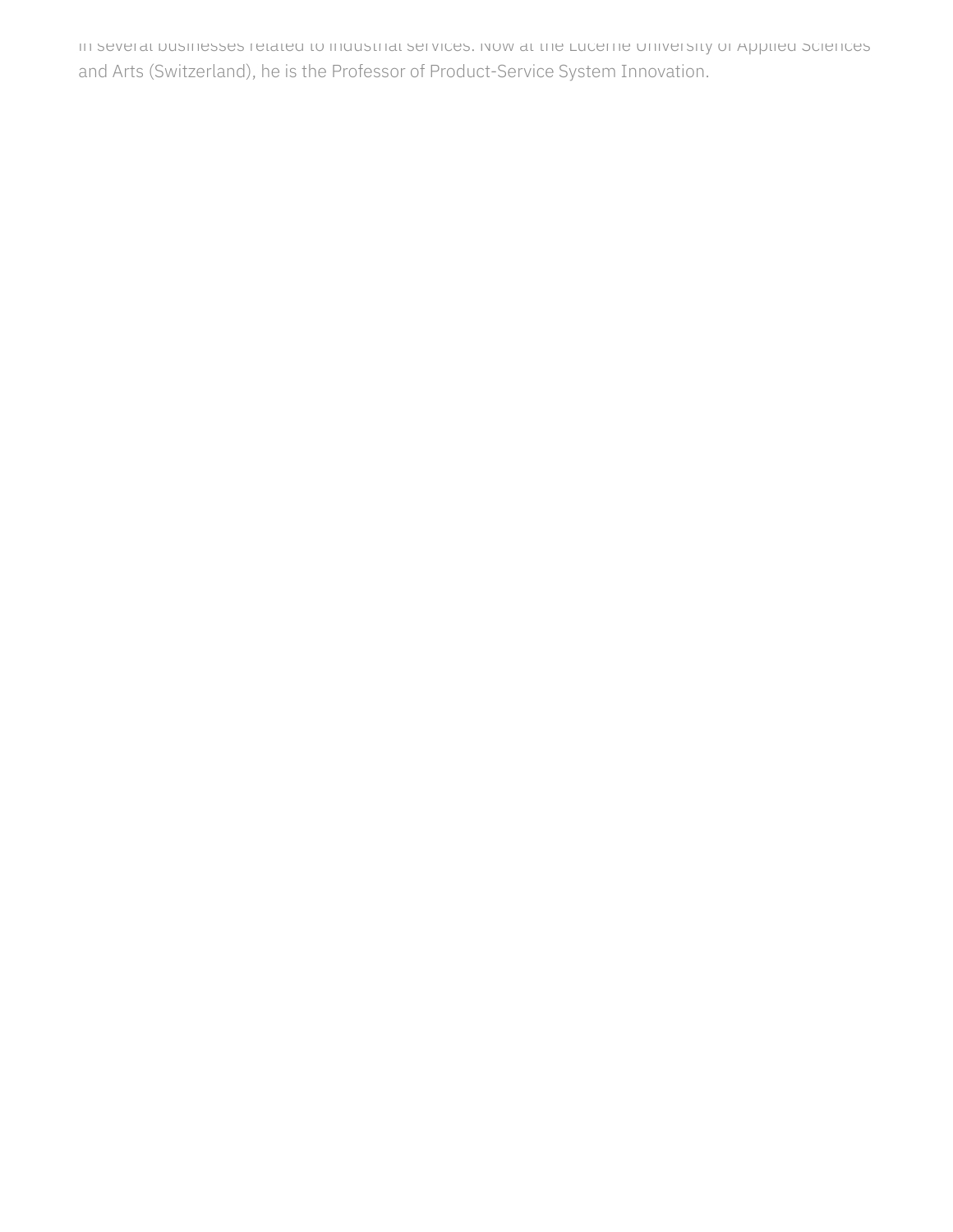in several businesses related to industrial services. Now at the Lucerne University of Applied Sciences and Arts (Switzerland), he is the Professor of Product-Service System Innovation.